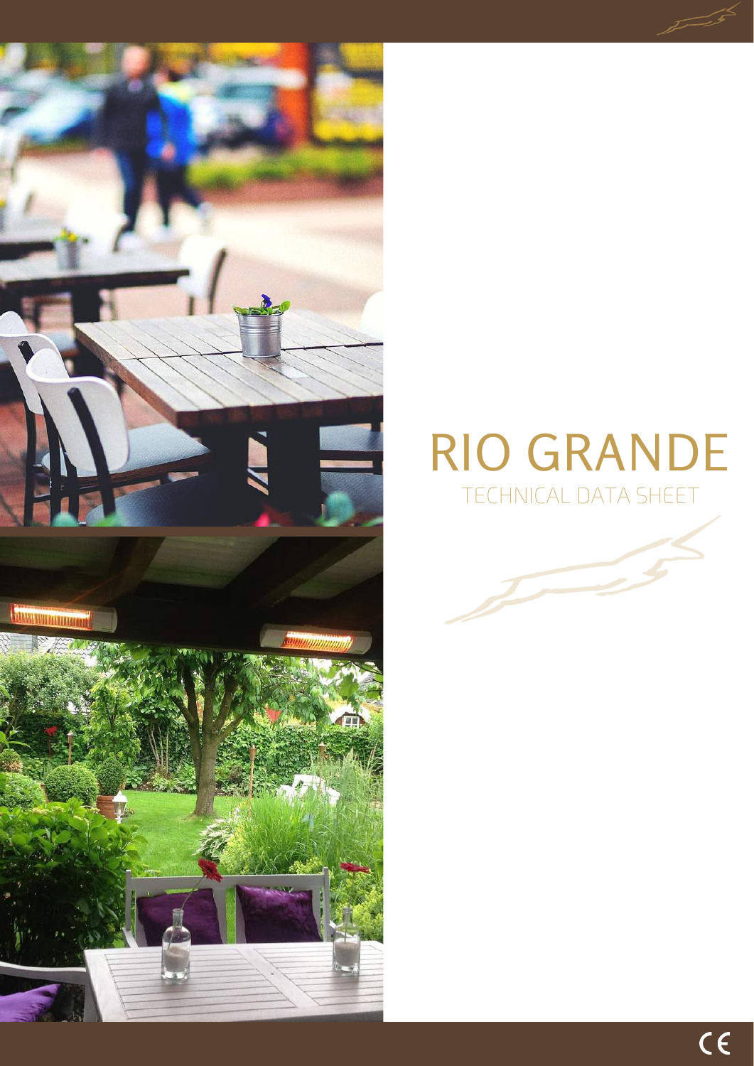# RIO GRANDE

TECHNICAL DATA SHEET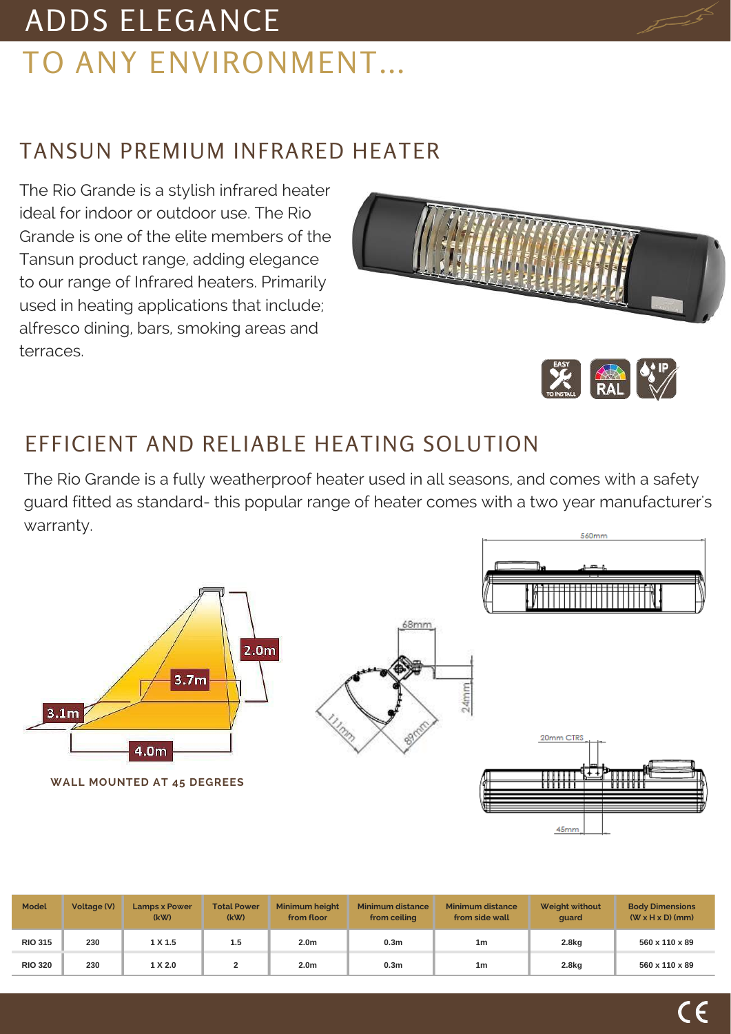# ADDS ELEGANCE

# TO ANY ENVIRONMENT...

## TANSUN PREMIUM INFRARED HEATER

The Rio Grande is a stylish infrared heater ideal for indoor or outdoor use. The Rio Grande is one of the elite members of the Tansun product range, adding elegance to our range of Infrared heaters. Primarily used in heating applications that include; alfresco dining, bars, smoking areas and terraces.

## EFFICIENT AND RELIABLE HEATING SOLUTION

The Rio Grande is a fully weatherproof heater used in all seasons, and comes with a safety guard fitted as standard- this popular range of heater comes with a two year manufacturer's warranty.

WALL MOUNTED AT 45 DEGREES

| Model | Voltage (V) | Lamps x Power (kW) | Total Power (kW) | Minimum height from floor | Minimum distance from ceiling | Minimum distance from side wall | Weight without guard | Body Dimensions (W x H x D) (mm) |
|---|---|---|---|---|---|---|---|---|
| RIO 315 | 230 | 1 X 1.5 | 1.5 | 2.0m | 0.3m | 1m | 2.8kg | 560 x 110 x 89 |
| RIO 320 | 230 | 1 X 2.0 | 2 | 2.0m | 0.3m | 1m | 2.8kg | 560 x 110 x 89 |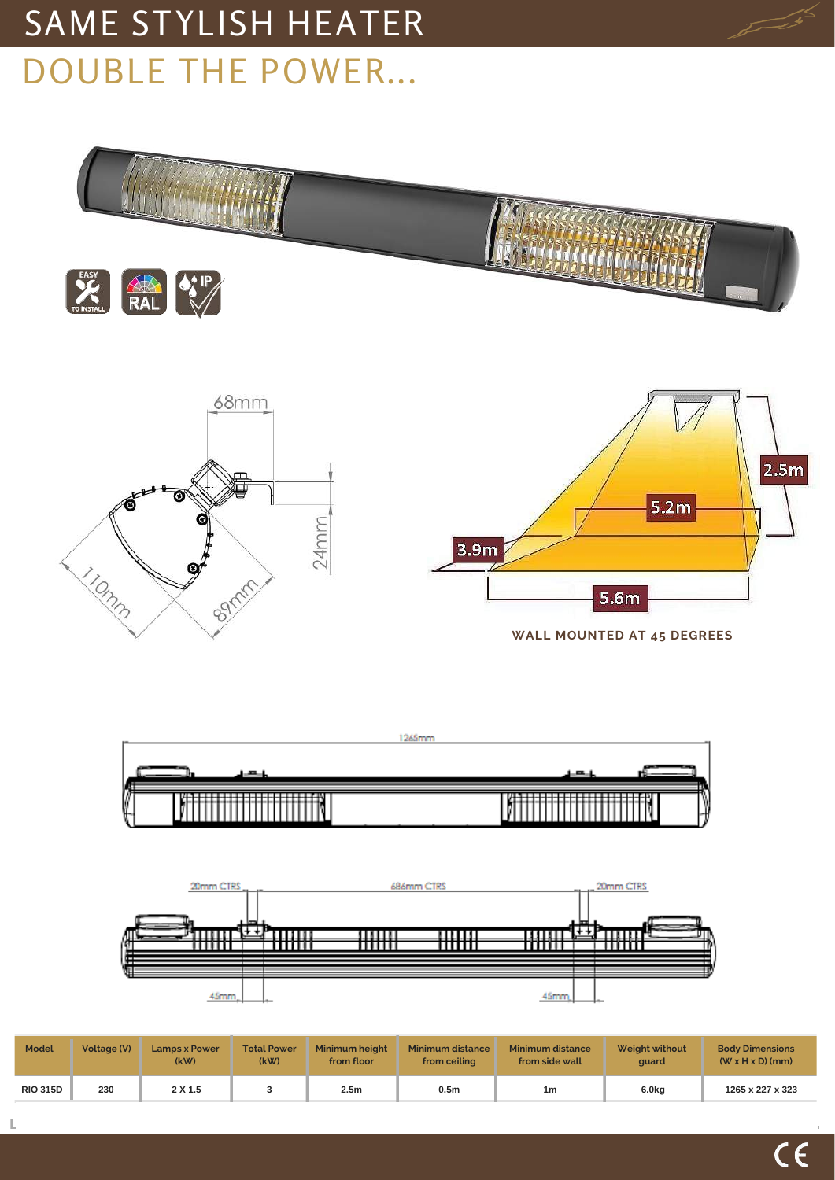# SAME STYLISH HEATER

## DOUBLE THE POWER...

68mm

24mm

110mm

89mm

2.5m

5.2m

3.9m

5.6m

**WALL MOUNTED AT 45 DEGREES**

1265mm

20mm CTRS

686mm CTRS

20mm CTRS

45mm

45mm

| Model | Voltage (V) | Lamps x Power (kW) | Total Power (kW) | Minimum height from floor | Minimum distance from ceiling | Minimum distance from side wall | Weight without guard | Body Dimensions (W x H x D) (mm) |
|---|---|---|---|---|---|---|---|---|
| RIO 315D | 230 | 2 X 1.5 | 3 | 2.5m | 0.5m | 1m | 6.0kg | 1265 x 227 x 323 |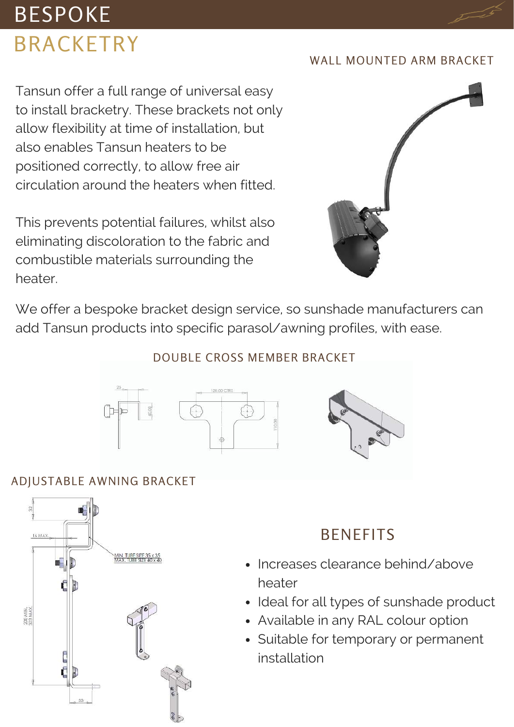# BESPOKE BRACKETRY

## WALL MOUNTED ARM BRACKET

Tansun offer a full range of universal easy to install bracketry. These brackets not only allow flexibility at time of installation, but also enables Tansun heaters to be positioned correctly, to allow free air circulation around the heaters when fitted.

This prevents potential failures, whilst also eliminating discoloration to the fabric and combustible materials surrounding the heater.

We offer a bespoke bracket design service, so sunshade manufacturers can add Tansun products into specific parasol/awning profiles, with ease.

## DOUBLE CROSS MEMBER BRACKET

## ADJUSTABLE AWNING BRACKET

MIN. TUBE SIZE 35 x 35
MAX. TUBE SIZE 40 x 40

## BENEFITS

- Increases clearance behind/above heater
- Ideal for all types of sunshade product
- Available in any RAL colour option
- Suitable for temporary or permanent installation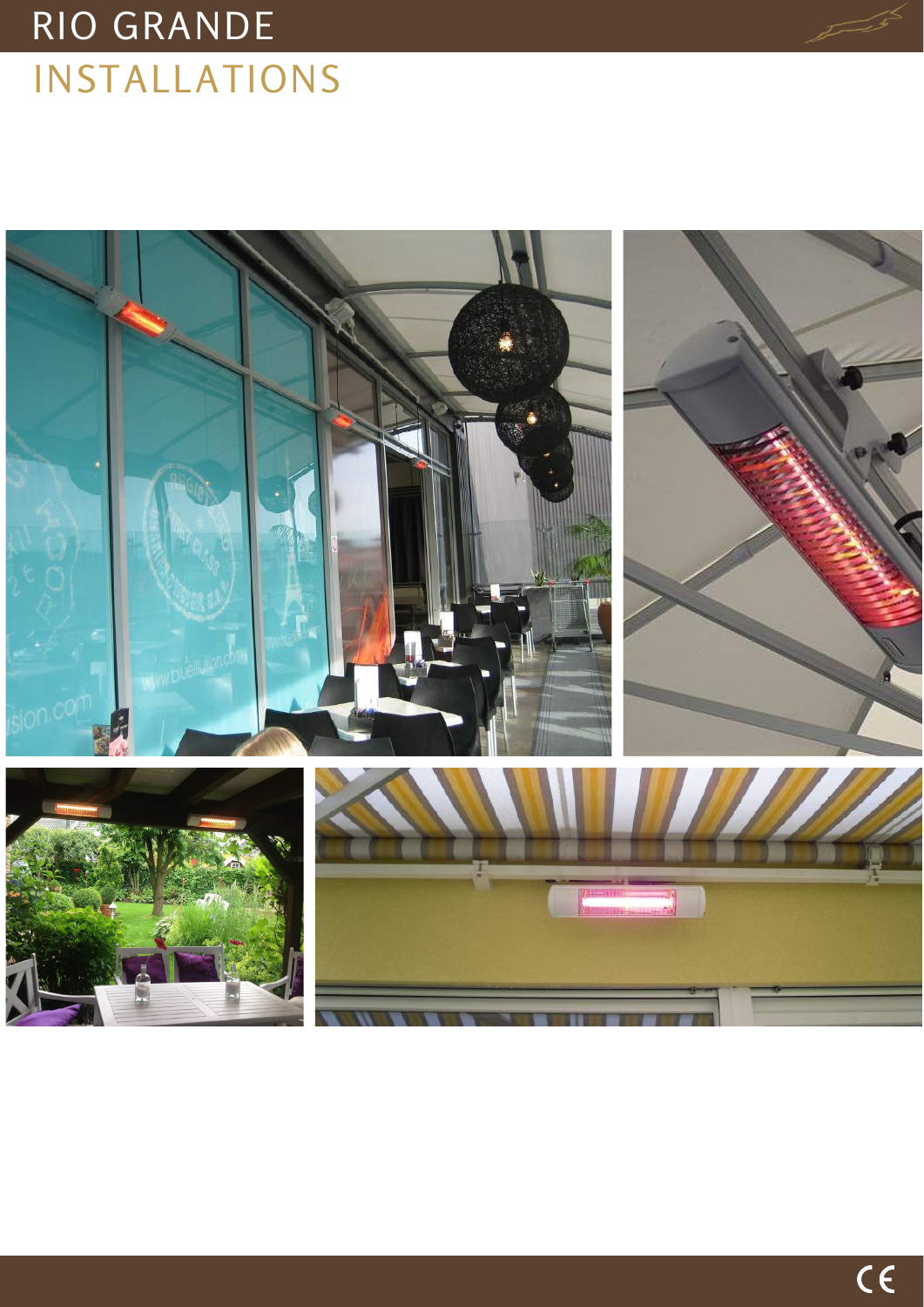# RIO GRANDE

## INSTALLATIONS